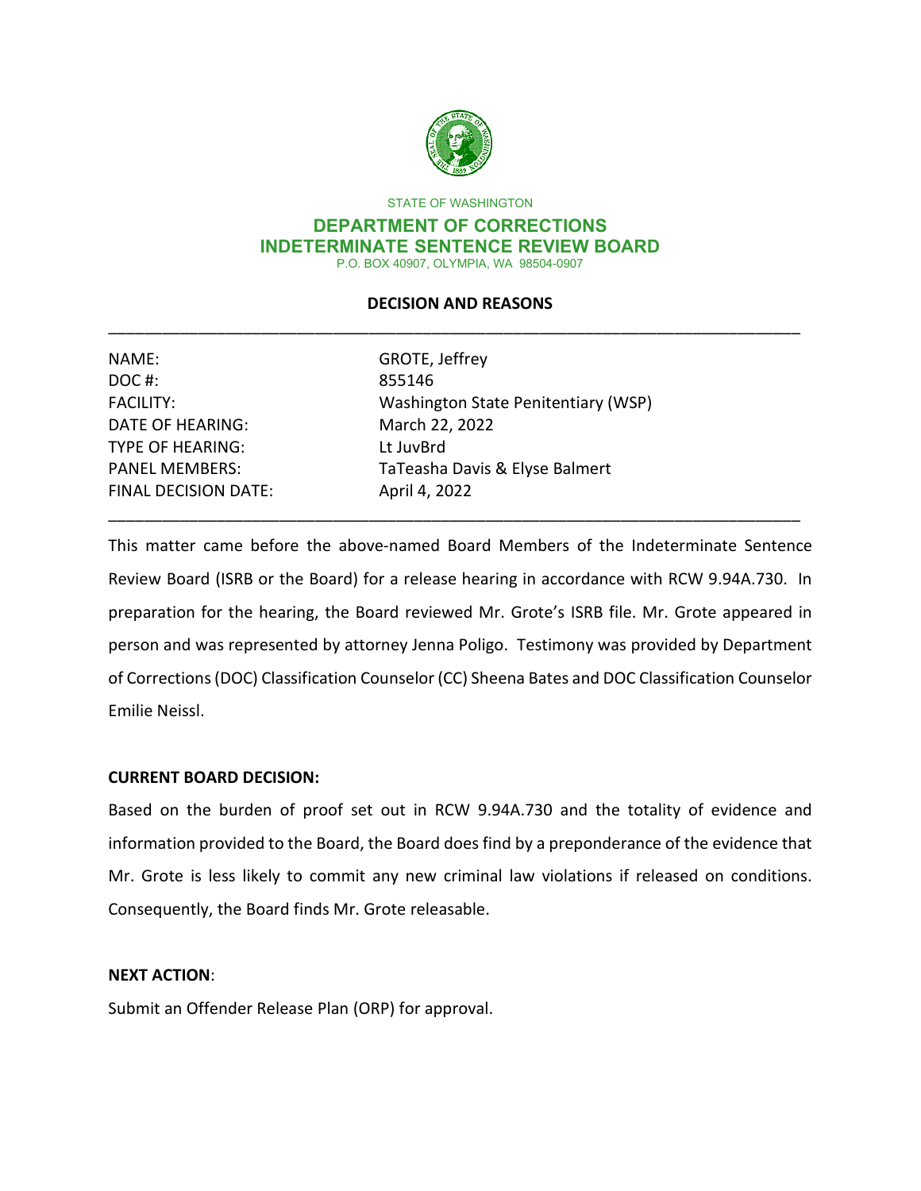STATE OF WASHINGTON

**DEPARTMENT OF CORRECTIONS**
**INDETERMINATE SENTENCE REVIEW BOARD**
P.O. BOX 40907, OLYMPIA, WA 98504-0907

## DECISION AND REASONS

| | |
|---|---|
| NAME: | GROTE, Jeffrey |
| DOC #: | 855146 |
| FACILITY: | Washington State Penitentiary (WSP) |
| DATE OF HEARING: | March 22, 2022 |
| TYPE OF HEARING: | Lt JuvBrd |
| PANEL MEMBERS: | TaTeasha Davis & Elyse Balmert |
| FINAL DECISION DATE: | April 4, 2022 |

This matter came before the above-named Board Members of the Indeterminate Sentence Review Board (ISRB or the Board) for a release hearing in accordance with RCW 9.94A.730. In preparation for the hearing, the Board reviewed Mr. Grote's ISRB file. Mr. Grote appeared in person and was represented by attorney Jenna Poligo. Testimony was provided by Department of Corrections (DOC) Classification Counselor (CC) Sheena Bates and DOC Classification Counselor Emilie Neissl.

**CURRENT BOARD DECISION:**

Based on the burden of proof set out in RCW 9.94A.730 and the totality of evidence and information provided to the Board, the Board does find by a preponderance of the evidence that Mr. Grote is less likely to commit any new criminal law violations if released on conditions. Consequently, the Board finds Mr. Grote releasable.

**NEXT ACTION**:

Submit an Offender Release Plan (ORP) for approval.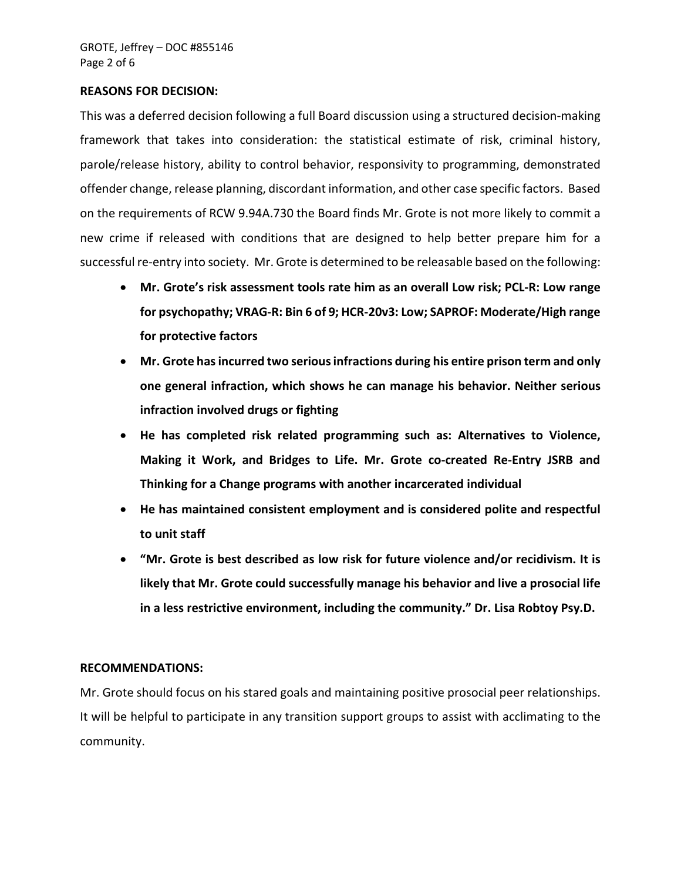**REASONS FOR DECISION:**

This was a deferred decision following a full Board discussion using a structured decision-making framework that takes into consideration: the statistical estimate of risk, criminal history, parole/release history, ability to control behavior, responsivity to programming, demonstrated offender change, release planning, discordant information, and other case specific factors. Based on the requirements of RCW 9.94A.730 the Board finds Mr. Grote is not more likely to commit a new crime if released with conditions that are designed to help better prepare him for a successful re-entry into society. Mr. Grote is determined to be releasable based on the following:

- **Mr. Grote's risk assessment tools rate him as an overall Low risk; PCL-R: Low range for psychopathy; VRAG-R: Bin 6 of 9; HCR-20v3: Low; SAPROF: Moderate/High range for protective factors**
- **Mr. Grote has incurred two serious infractions during his entire prison term and only one general infraction, which shows he can manage his behavior. Neither serious infraction involved drugs or fighting**
- **He has completed risk related programming such as: Alternatives to Violence, Making it Work, and Bridges to Life. Mr. Grote co-created Re-Entry JSRB and Thinking for a Change programs with another incarcerated individual**
- **He has maintained consistent employment and is considered polite and respectful to unit staff**
- **"Mr. Grote is best described as low risk for future violence and/or recidivism. It is likely that Mr. Grote could successfully manage his behavior and live a prosocial life in a less restrictive environment, including the community." Dr. Lisa Robtoy Psy.D.**

**RECOMMENDATIONS:**

Mr. Grote should focus on his stared goals and maintaining positive prosocial peer relationships. It will be helpful to participate in any transition support groups to assist with acclimating to the community.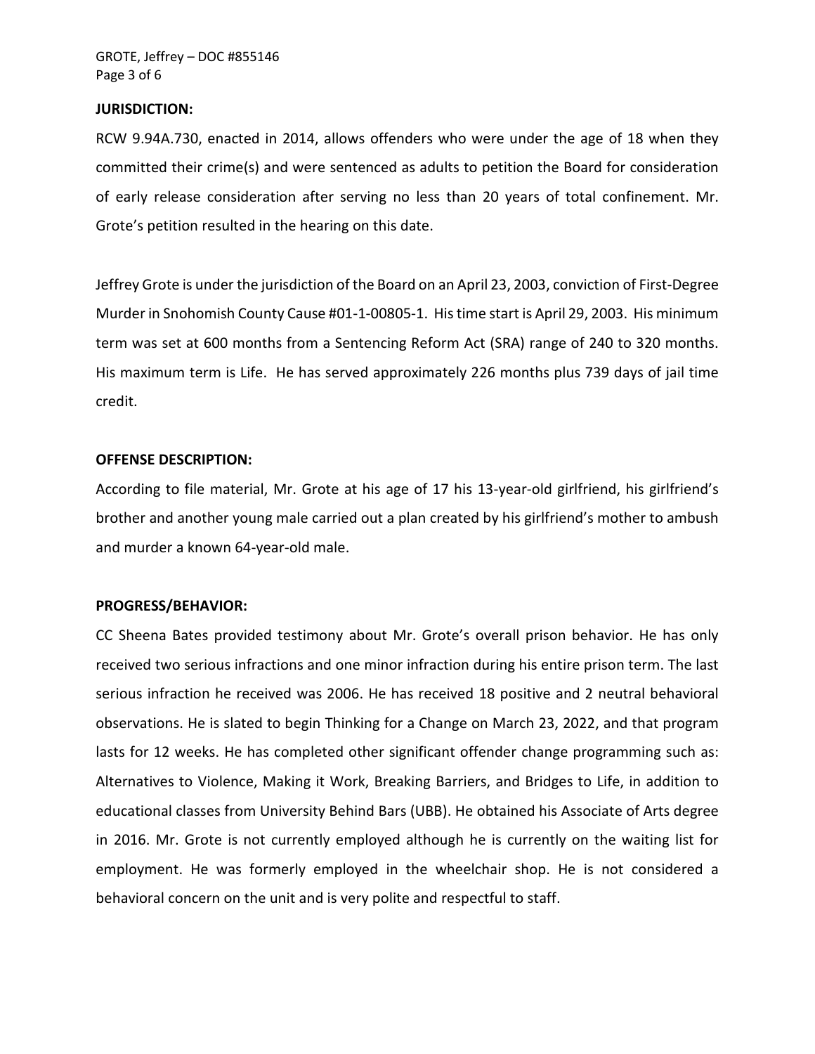**JURISDICTION:**

RCW 9.94A.730, enacted in 2014, allows offenders who were under the age of 18 when they committed their crime(s) and were sentenced as adults to petition the Board for consideration of early release consideration after serving no less than 20 years of total confinement. Mr. Grote's petition resulted in the hearing on this date.

Jeffrey Grote is under the jurisdiction of the Board on an April 23, 2003, conviction of First-Degree Murder in Snohomish County Cause #01-1-00805-1. His time start is April 29, 2003. His minimum term was set at 600 months from a Sentencing Reform Act (SRA) range of 240 to 320 months. His maximum term is Life. He has served approximately 226 months plus 739 days of jail time credit.

**OFFENSE DESCRIPTION:**

According to file material, Mr. Grote at his age of 17 his 13-year-old girlfriend, his girlfriend's brother and another young male carried out a plan created by his girlfriend's mother to ambush and murder a known 64-year-old male.

**PROGRESS/BEHAVIOR:**

CC Sheena Bates provided testimony about Mr. Grote's overall prison behavior. He has only received two serious infractions and one minor infraction during his entire prison term. The last serious infraction he received was 2006. He has received 18 positive and 2 neutral behavioral observations. He is slated to begin Thinking for a Change on March 23, 2022, and that program lasts for 12 weeks. He has completed other significant offender change programming such as: Alternatives to Violence, Making it Work, Breaking Barriers, and Bridges to Life, in addition to educational classes from University Behind Bars (UBB). He obtained his Associate of Arts degree in 2016. Mr. Grote is not currently employed although he is currently on the waiting list for employment. He was formerly employed in the wheelchair shop. He is not considered a behavioral concern on the unit and is very polite and respectful to staff.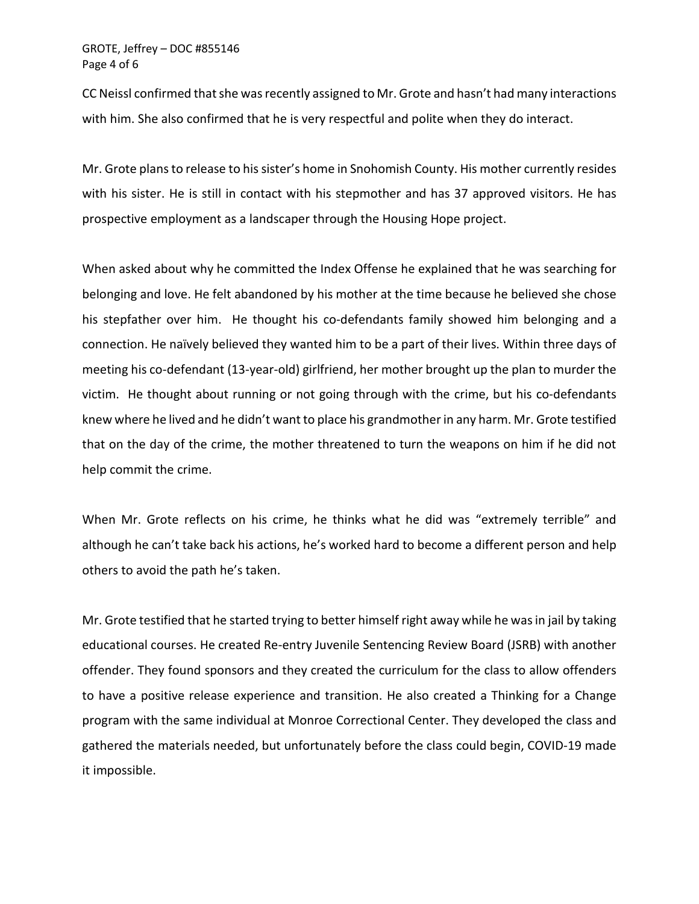CC Neissl confirmed that she was recently assigned to Mr. Grote and hasn't had many interactions with him. She also confirmed that he is very respectful and polite when they do interact.

Mr. Grote plans to release to his sister's home in Snohomish County. His mother currently resides with his sister. He is still in contact with his stepmother and has 37 approved visitors. He has prospective employment as a landscaper through the Housing Hope project.

When asked about why he committed the Index Offense he explained that he was searching for belonging and love. He felt abandoned by his mother at the time because he believed she chose his stepfather over him. He thought his co-defendants family showed him belonging and a connection. He naïvely believed they wanted him to be a part of their lives. Within three days of meeting his co-defendant (13-year-old) girlfriend, her mother brought up the plan to murder the victim. He thought about running or not going through with the crime, but his co-defendants knew where he lived and he didn't want to place his grandmother in any harm. Mr. Grote testified that on the day of the crime, the mother threatened to turn the weapons on him if he did not help commit the crime.

When Mr. Grote reflects on his crime, he thinks what he did was "extremely terrible" and although he can't take back his actions, he's worked hard to become a different person and help others to avoid the path he's taken.

Mr. Grote testified that he started trying to better himself right away while he was in jail by taking educational courses. He created Re-entry Juvenile Sentencing Review Board (JSRB) with another offender. They found sponsors and they created the curriculum for the class to allow offenders to have a positive release experience and transition. He also created a Thinking for a Change program with the same individual at Monroe Correctional Center. They developed the class and gathered the materials needed, but unfortunately before the class could begin, COVID-19 made it impossible.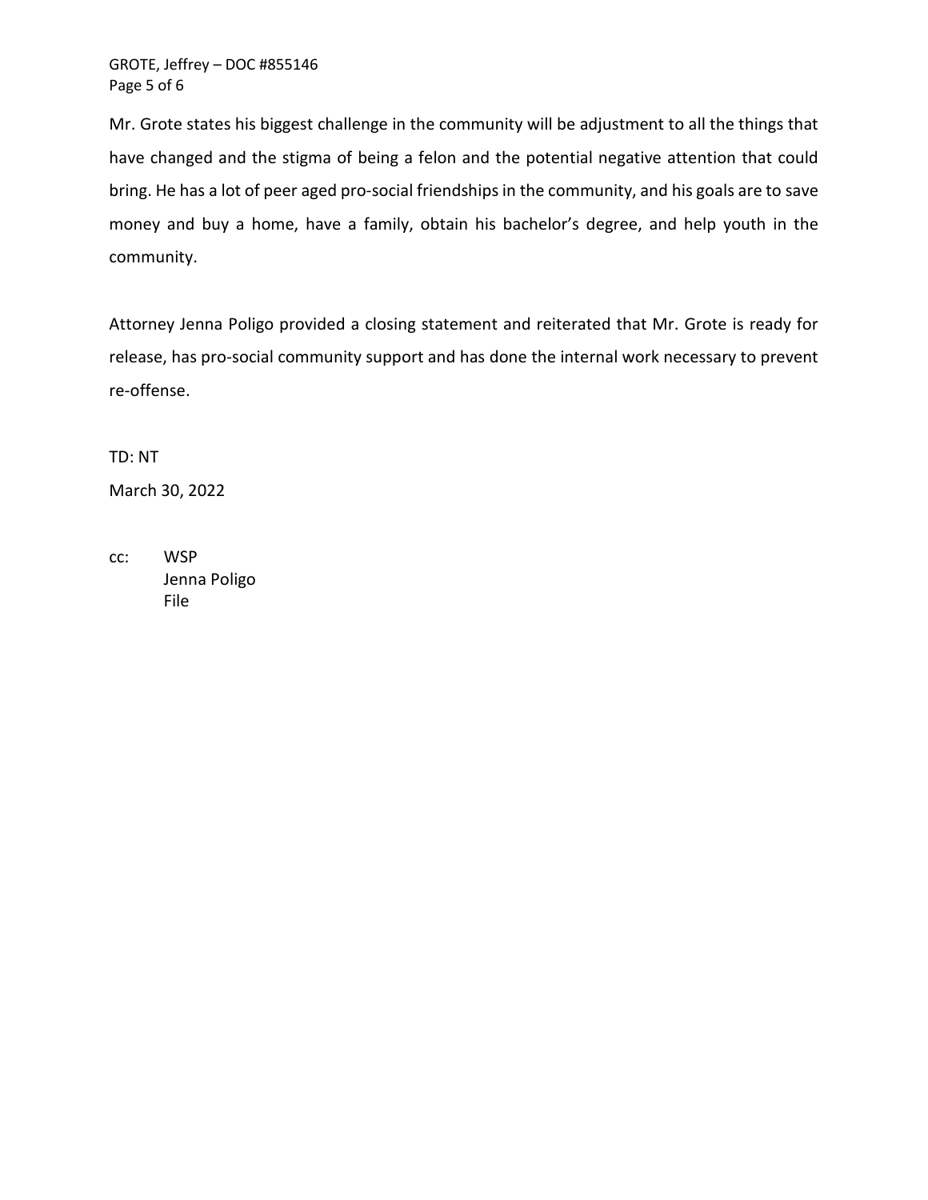Mr. Grote states his biggest challenge in the community will be adjustment to all the things that have changed and the stigma of being a felon and the potential negative attention that could bring. He has a lot of peer aged pro-social friendships in the community, and his goals are to save money and buy a home, have a family, obtain his bachelor's degree, and help youth in the community.

Attorney Jenna Poligo provided a closing statement and reiterated that Mr. Grote is ready for release, has pro-social community support and has done the internal work necessary to prevent re-offense.

TD: NT

March 30, 2022

cc: WSP
Jenna Poligo
File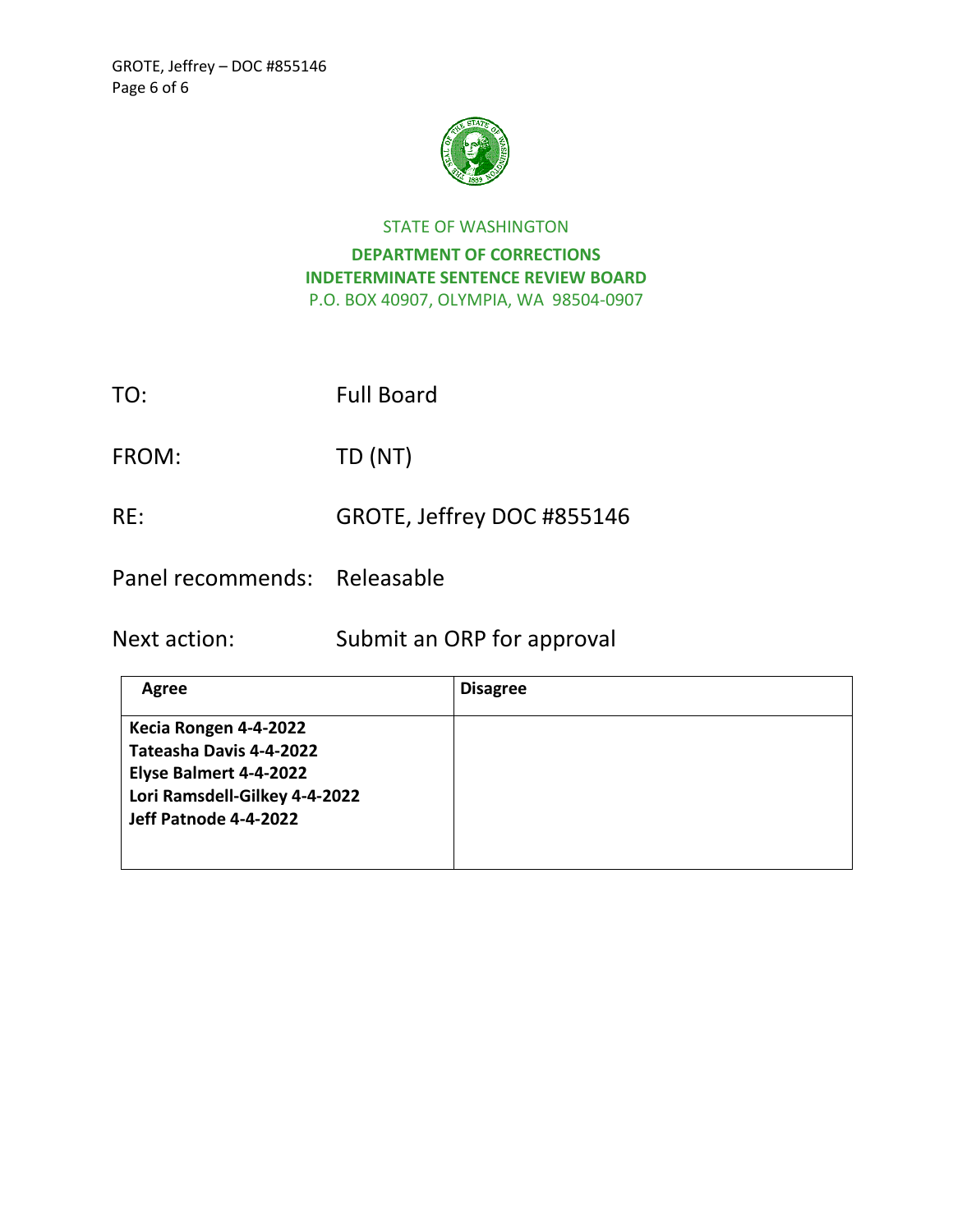STATE OF WASHINGTON

**DEPARTMENT OF CORRECTIONS**
**INDETERMINATE SENTENCE REVIEW BOARD**
P.O. BOX 40907, OLYMPIA, WA 98504-0907

TO: Full Board

FROM: TD (NT)

RE: GROTE, Jeffrey DOC #855146

Panel recommends: Releasable

Next action: Submit an ORP for approval

| Agree | Disagree |
|---|---|
| **Kecia Rongen 4-4-2022**<br>**Tateasha Davis 4-4-2022**<br>**Elyse Balmert 4-4-2022**<br>**Lori Ramsdell-Gilkey 4-4-2022**<br>**Jeff Patnode 4-4-2022** | |